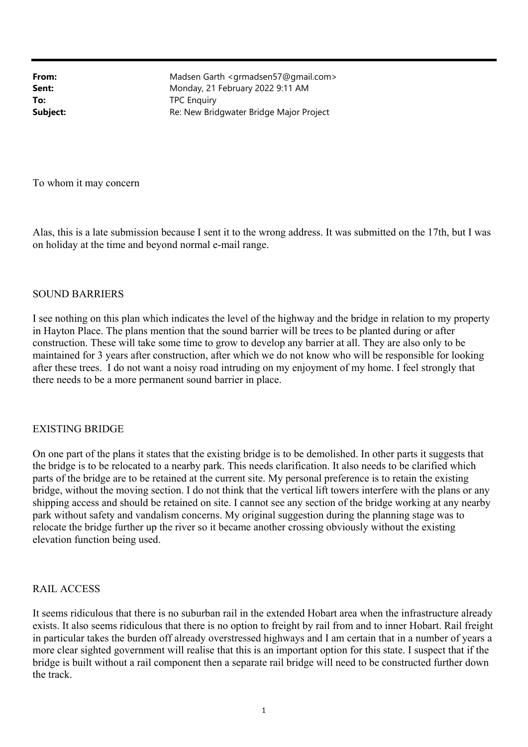| | |
|---|---|
| **From:** | Madsen Garth <grmadsen57@gmail.com> |
| **Sent:** | Monday, 21 February 2022 9:11 AM |
| **To:** | TPC Enquiry |
| **Subject:** | Re: New Bridgwater Bridge Major Project |

To whom it may concern

Alas, this is a late submission because I sent it to the wrong address. It was submitted on the 17th, but I was on holiday at the time and beyond normal e-mail range.

SOUND BARRIERS

I see nothing on this plan which indicates the level of the highway and the bridge in relation to my property in Hayton Place. The plans mention that the sound barrier will be trees to be planted during or after construction. These will take some time to grow to develop any barrier at all. They are also only to be maintained for 3 years after construction, after which we do not know who will be responsible for looking after these trees. I do not want a noisy road intruding on my enjoyment of my home. I feel strongly that there needs to be a more permanent sound barrier in place.

EXISTING BRIDGE

On one part of the plans it states that the existing bridge is to be demolished. In other parts it suggests that the bridge is to be relocated to a nearby park. This needs clarification. It also needs to be clarified which parts of the bridge are to be retained at the current site. My personal preference is to retain the existing bridge, without the moving section. I do not think that the vertical lift towers interfere with the plans or any shipping access and should be retained on site. I cannot see any section of the bridge working at any nearby park without safety and vandalism concerns. My original suggestion during the planning stage was to relocate the bridge further up the river so it became another crossing obviously without the existing elevation function being used.

RAIL ACCESS

It seems ridiculous that there is no suburban rail in the extended Hobart area when the infrastructure already exists. It also seems ridiculous that there is no option to freight by rail from and to inner Hobart. Rail freight in particular takes the burden off already overstressed highways and I am certain that in a number of years a more clear sighted government will realise that this is an important option for this state. I suspect that if the bridge is built without a rail component then a separate rail bridge will need to be constructed further down the track.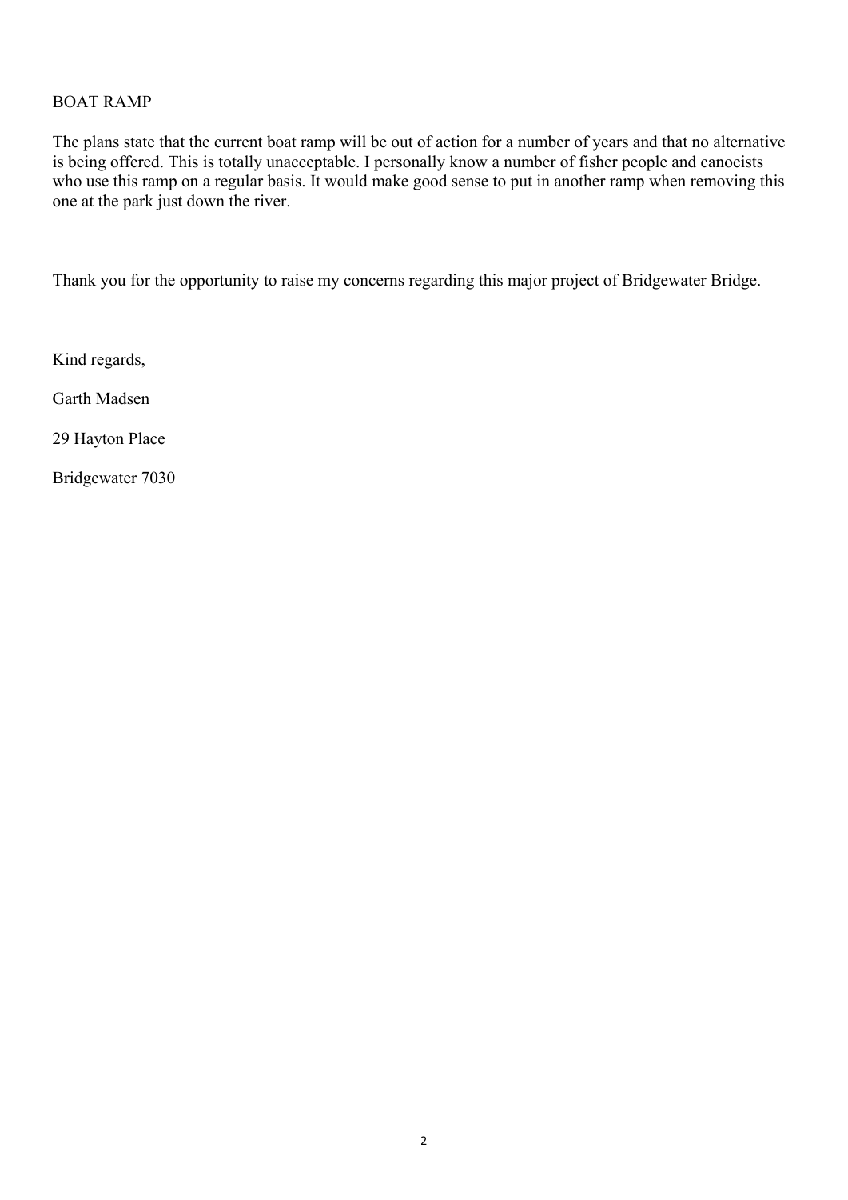## BOAT RAMP

The plans state that the current boat ramp will be out of action for a number of years and that no alternative is being offered. This is totally unacceptable. I personally know a number of fisher people and canoeists who use this ramp on a regular basis. It would make good sense to put in another ramp when removing this one at the park just down the river.

Thank you for the opportunity to raise my concerns regarding this major project of Bridgewater Bridge.

Kind regards,

Garth Madsen

29 Hayton Place

Bridgewater 7030